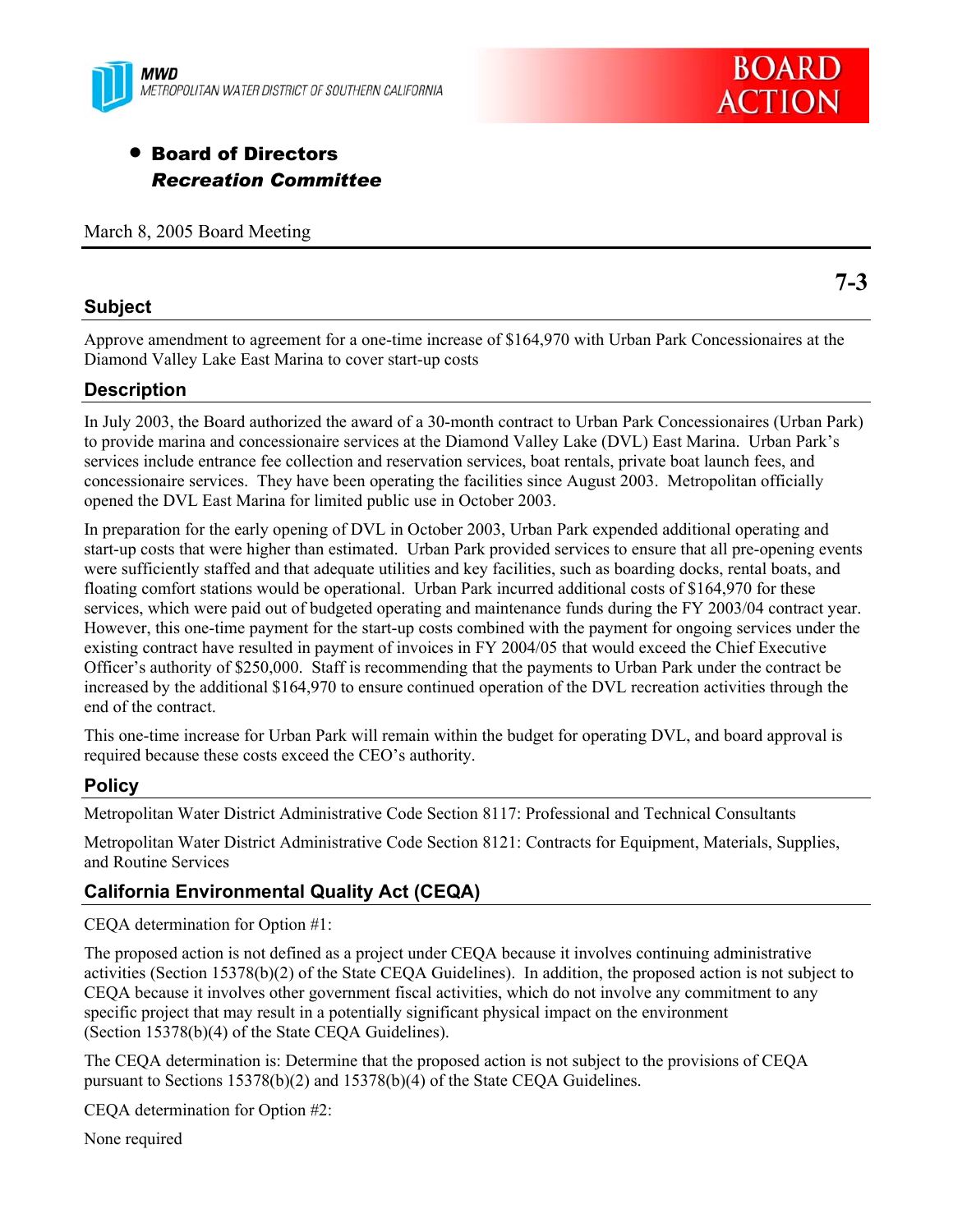**MWD**
*METROPOLITAN WATER DISTRICT OF SOUTHERN CALIFORNIA*

**BOARD ACTION**

- **Board of Directors**
  ***Recreation Committee***

March 8, 2005 Board Meeting

**7-3**

## Subject

Approve amendment to agreement for a one-time increase of $164,970 with Urban Park Concessionaires at the Diamond Valley Lake East Marina to cover start-up costs

## Description

In July 2003, the Board authorized the award of a 30-month contract to Urban Park Concessionaires (Urban Park) to provide marina and concessionaire services at the Diamond Valley Lake (DVL) East Marina. Urban Park's services include entrance fee collection and reservation services, boat rentals, private boat launch fees, and concessionaire services. They have been operating the facilities since August 2003. Metropolitan officially opened the DVL East Marina for limited public use in October 2003.

In preparation for the early opening of DVL in October 2003, Urban Park expended additional operating and start-up costs that were higher than estimated. Urban Park provided services to ensure that all pre-opening events were sufficiently staffed and that adequate utilities and key facilities, such as boarding docks, rental boats, and floating comfort stations would be operational. Urban Park incurred additional costs of $164,970 for these services, which were paid out of budgeted operating and maintenance funds during the FY 2003/04 contract year. However, this one-time payment for the start-up costs combined with the payment for ongoing services under the existing contract have resulted in payment of invoices in FY 2004/05 that would exceed the Chief Executive Officer's authority of $250,000. Staff is recommending that the payments to Urban Park under the contract be increased by the additional $164,970 to ensure continued operation of the DVL recreation activities through the end of the contract.

This one-time increase for Urban Park will remain within the budget for operating DVL, and board approval is required because these costs exceed the CEO's authority.

## Policy

Metropolitan Water District Administrative Code Section 8117: Professional and Technical Consultants

Metropolitan Water District Administrative Code Section 8121: Contracts for Equipment, Materials, Supplies, and Routine Services

## California Environmental Quality Act (CEQA)

CEQA determination for Option #1:

The proposed action is not defined as a project under CEQA because it involves continuing administrative activities (Section 15378(b)(2) of the State CEQA Guidelines). In addition, the proposed action is not subject to CEQA because it involves other government fiscal activities, which do not involve any commitment to any specific project that may result in a potentially significant physical impact on the environment (Section 15378(b)(4) of the State CEQA Guidelines).

The CEQA determination is: Determine that the proposed action is not subject to the provisions of CEQA pursuant to Sections 15378(b)(2) and 15378(b)(4) of the State CEQA Guidelines.

CEQA determination for Option #2:

None required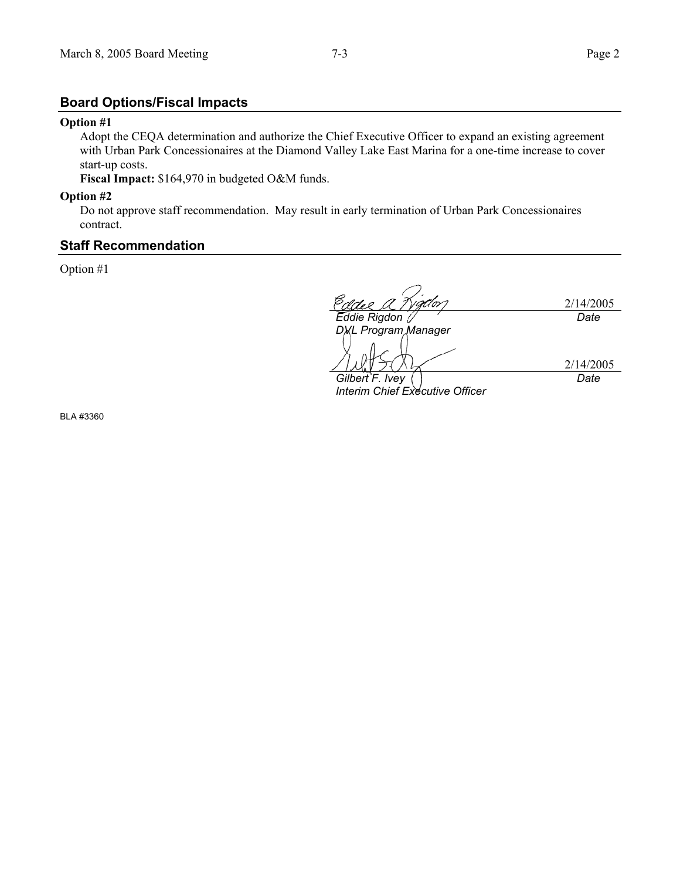## Board Options/Fiscal Impacts

**Option #1**

Adopt the CEQA determination and authorize the Chief Executive Officer to expand an existing agreement with Urban Park Concessionaires at the Diamond Valley Lake East Marina for a one-time increase to cover start-up costs.

**Fiscal Impact:** $164,970 in budgeted O&M funds.

**Option #2**

Do not approve staff recommendation. May result in early termination of Urban Park Concessionaires contract.

## Staff Recommendation

Option #1

| | |
|---|---|
| *Eddie Rigdon*<br>*DVL Program Manager* | 2/14/2005<br>*Date* |
| *Gilbert F. Ivey*<br>*Interim Chief Executive Officer* | 2/14/2005<br>*Date* |

BLA #3360